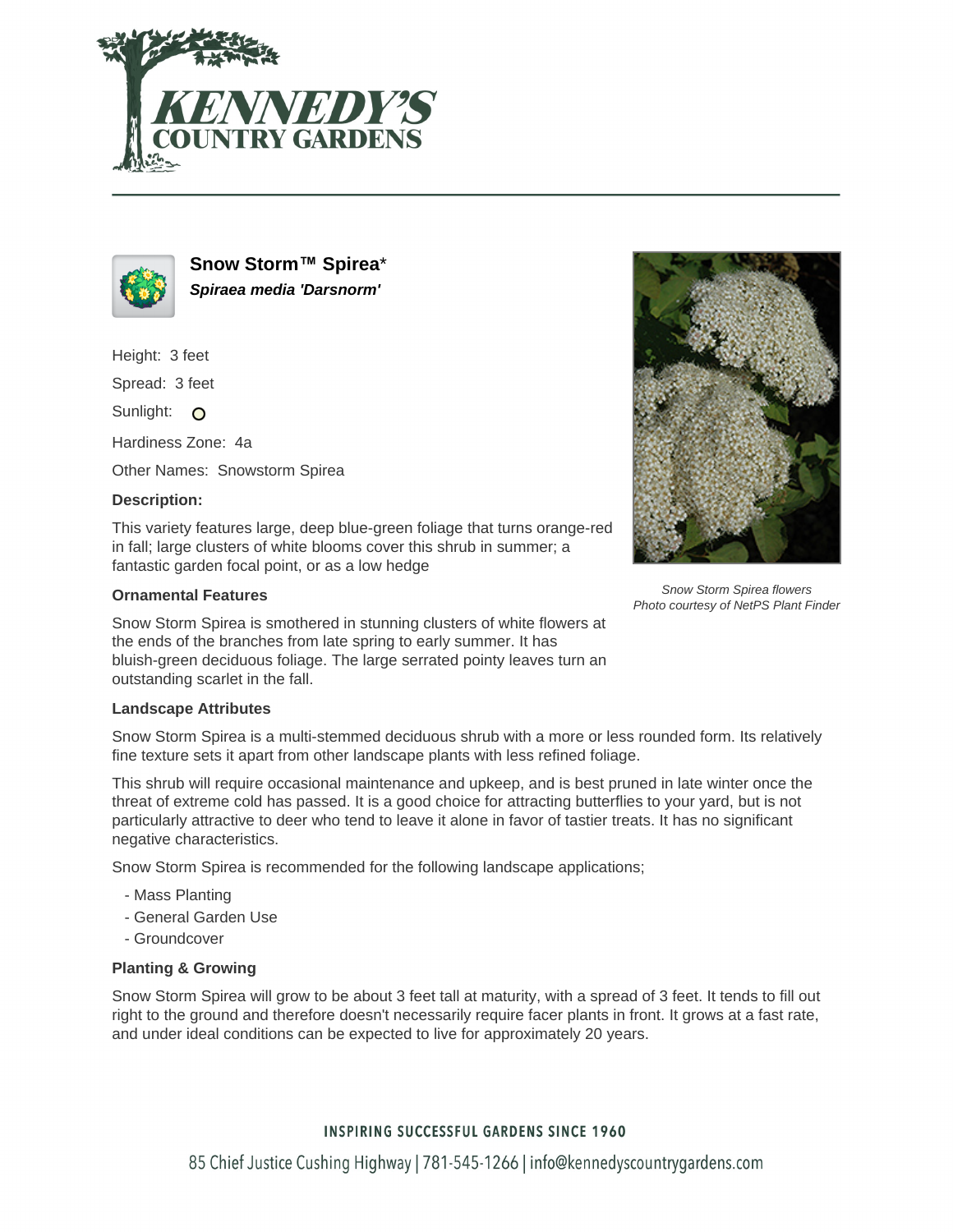# Snow Storm™ Spirea*

***Spiraea media 'Darsnorm'***

Height: 3 feet

Spread: 3 feet

Sunlight:

Hardiness Zone: 4a

Other Names: Snowstorm Spirea

### Description:

This variety features large, deep blue-green foliage that turns orange-red in fall; large clusters of white blooms cover this shrub in summer; a fantastic garden focal point, or as a low hedge

*Snow Storm Spirea flowers*
*Photo courtesy of NetPS Plant Finder*

### Ornamental Features

Snow Storm Spirea is smothered in stunning clusters of white flowers at the ends of the branches from late spring to early summer. It has bluish-green deciduous foliage. The large serrated pointy leaves turn an outstanding scarlet in the fall.

### Landscape Attributes

Snow Storm Spirea is a multi-stemmed deciduous shrub with a more or less rounded form. Its relatively fine texture sets it apart from other landscape plants with less refined foliage.

This shrub will require occasional maintenance and upkeep, and is best pruned in late winter once the threat of extreme cold has passed. It is a good choice for attracting butterflies to your yard, but is not particularly attractive to deer who tend to leave it alone in favor of tastier treats. It has no significant negative characteristics.

Snow Storm Spirea is recommended for the following landscape applications;

- Mass Planting
- General Garden Use
- Groundcover

### Planting & Growing

Snow Storm Spirea will grow to be about 3 feet tall at maturity, with a spread of 3 feet. It tends to fill out right to the ground and therefore doesn't necessarily require facer plants in front. It grows at a fast rate, and under ideal conditions can be expected to live for approximately 20 years.

INSPIRING SUCCESSFUL GARDENS SINCE 1960

85 Chief Justice Cushing Highway | 781-545-1266 | info@kennedyscountrygardens.com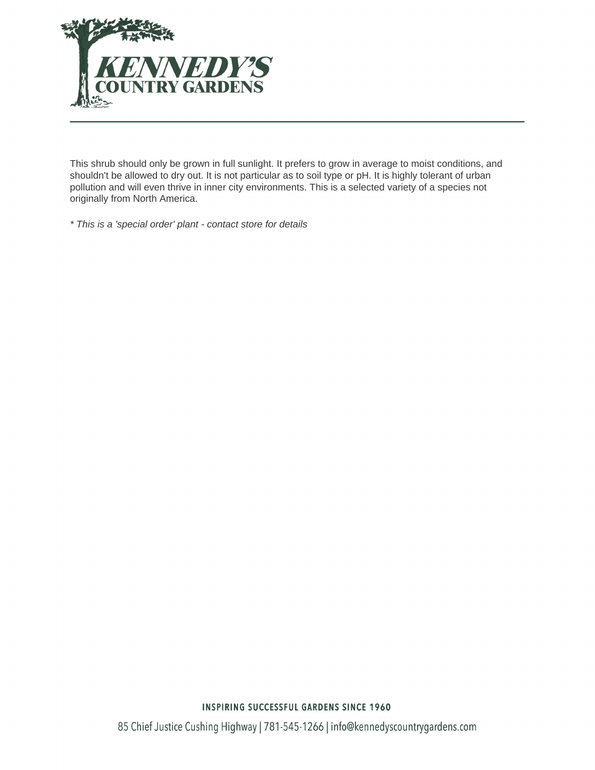This shrub should only be grown in full sunlight. It prefers to grow in average to moist conditions, and shouldn't be allowed to dry out. It is not particular as to soil type or pH. It is highly tolerant of urban pollution and will even thrive in inner city environments. This is a selected variety of a species not originally from North America.

*\* This is a 'special order' plant - contact store for details*